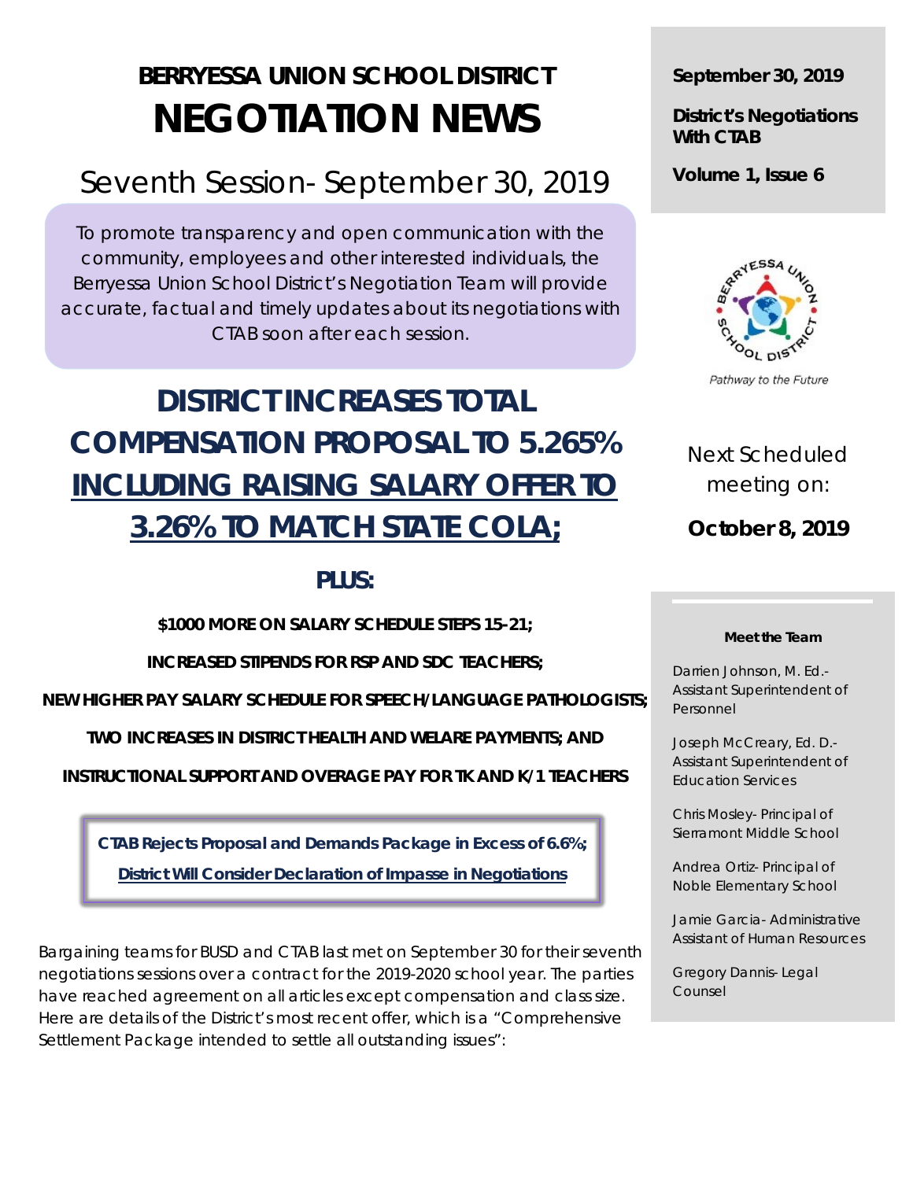# BERRYESSA UNION SCHOOL DISTRICT
# NEGOTIATION NEWS

## Seventh Session- September 30, 2019

To promote transparency and open communication with the community, employees and other interested individuals, the Berryessa Union School District's Negotiation Team will provide accurate, factual and timely updates about its negotiations with CTAB soon after each session.

**September 30, 2019**

**District's Negotiations With CTAB**

**Volume 1, Issue 6**

Pathway to the Future

Next Scheduled meeting on:

**October 8, 2019**

## DISTRICT INCREASES TOTAL COMPENSATION PROPOSAL TO 5.265% INCLUDING RAISING SALARY OFFER TO 3.26% TO MATCH STATE COLA;

### PLUS:

**$1000 MORE ON SALARY SCHEDULE STEPS 15-21;**

**INCREASED STIPENDS FOR RSP AND SDC TEACHERS;**

**NEW HIGHER PAY SALARY SCHEDULE FOR SPEECH/LANGUAGE PATHOLOGISTS;**

**TWO INCREASES IN DISTRICT HEALTH AND WELARE PAYMENTS; AND**

**INSTRUCTIONAL SUPPORT AND OVERAGE PAY FOR TK AND K/1 TEACHERS**

**CTAB Rejects Proposal and Demands Package in Excess of 6.6%;**

**District Will Consider Declaration of Impasse in Negotiations**

Bargaining teams for BUSD and CTAB last met on September 30 for their seventh negotiations sessions over a contract for the 2019-2020 school year. The parties have reached agreement on all articles except compensation and class size. Here are details of the District's most recent offer, which is a "Comprehensive Settlement Package intended to settle all outstanding issues":

**Meet the Team**

Darrien Johnson, M. Ed.- Assistant Superintendent of Personnel

Joseph McCreary, Ed. D.- Assistant Superintendent of Education Services

Chris Mosley- Principal of Sierramont Middle School

Andrea Ortiz- Principal of Noble Elementary School

Jamie Garcia- Administrative Assistant of Human Resources

Gregory Dannis- Legal Counsel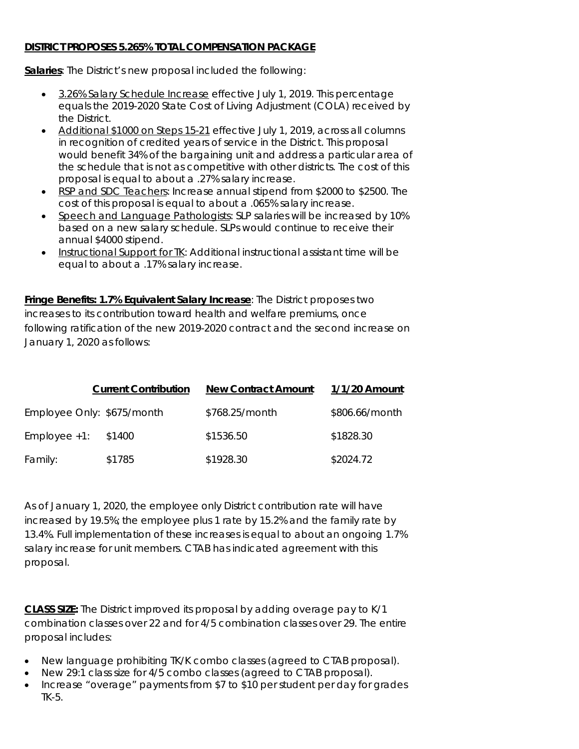**<u>DISTRICT PROPOSES 5.265% TOTAL COMPENSATION PACKAGE</u>**

**<u>Salaries</u>**: The District's new proposal included the following:

- <u>3.26% Salary Schedule Increase</u> effective July 1, 2019. This percentage equals the 2019-2020 State Cost of Living Adjustment (COLA) received by the District.
- <u>Additional $1000 on Steps 15-21</u> effective July 1, 2019, across all columns in recognition of credited years of service in the District. This proposal would benefit 34% of the bargaining unit and address a particular area of the schedule that is not as competitive with other districts. The cost of this proposal is equal to about a .27% salary increase.
- <u>RSP and SDC Teachers</u>: Increase annual stipend from $2000 to $2500. The cost of this proposal is equal to about a .065% salary increase.
- <u>Speech and Language Pathologists</u>: SLP salaries will be increased by 10% based on a new salary schedule. SLPs would continue to receive their annual $4000 stipend.
- <u>Instructional Support for TK</u>: Additional instructional assistant time will be equal to about a .17% salary increase.

**<u>Fringe Benefits: 1.7% Equivalent Salary Increase</u>**: The District proposes two increases to its contribution toward health and welfare premiums, once following ratification of the new 2019-2020 contract and the second increase on January 1, 2020 as follows:

| | **Current Contribution** | **New Contract Amount** | **1/1/20 Amount** |
|---|---|---|---|
| Employee Only: | $675/month | $768.25/month | $806.66/month |
| Employee +1: | $1400 | $1536.50 | $1828.30 |
| Family: | $1785 | $1928.30 | $2024.72 |

As of January 1, 2020, the employee only District contribution rate will have increased by 19.5%; the employee plus 1 rate by 15.2% and the family rate by 13.4%. Full implementation of these increases is equal to about an ongoing 1.7% salary increase for unit members. CTAB has indicated agreement with this proposal.

**<u>CLASS SIZE:</u>** The District improved its proposal by adding overage pay to K/1 combination classes over 22 and for 4/5 combination classes over 29. The entire proposal includes:

- New language prohibiting TK/K combo classes (agreed to CTAB proposal).
- New 29:1 class size for 4/5 combo classes (agreed to CTAB proposal).
- Increase "overage" payments from $7 to $10 per student per day for grades TK-5.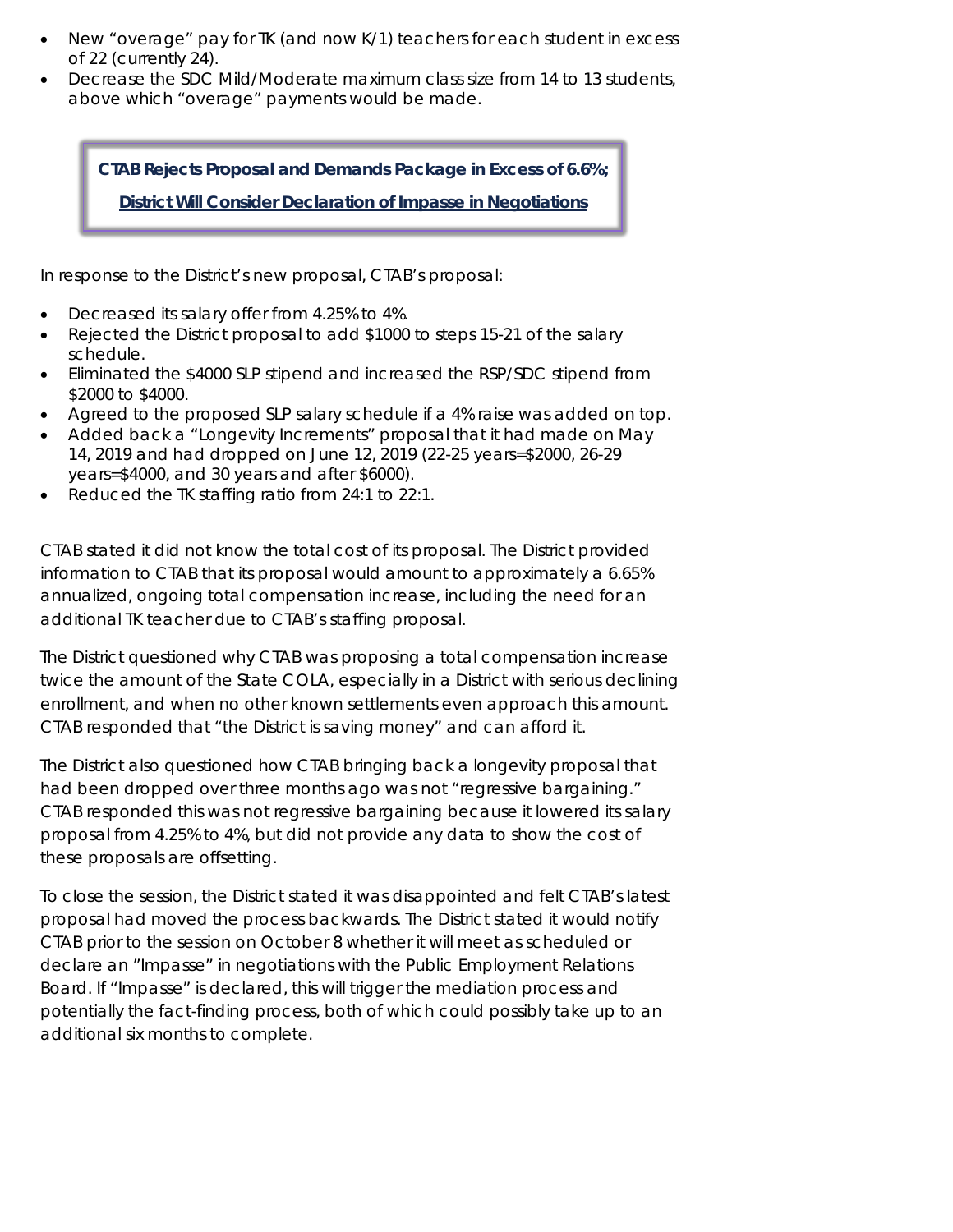- New "overage" pay for TK (and now K/1) teachers for each student in excess of 22 (currently 24).
- Decrease the SDC Mild/Moderate maximum class size from 14 to 13 students, above which "overage" payments would be made.

**CTAB Rejects Proposal and Demands Package in Excess of 6.6%;**

**District Will Consider Declaration of Impasse in Negotiations**

In response to the District's new proposal, CTAB's proposal:

- Decreased its salary offer from 4.25% to 4%.
- Rejected the District proposal to add $1000 to steps 15-21 of the salary schedule.
- Eliminated the $4000 SLP stipend and increased the RSP/SDC stipend from $2000 to $4000.
- Agreed to the proposed SLP salary schedule if a 4% raise was added on top.
- Added back a "Longevity Increments" proposal that it had made on May 14, 2019 and had dropped on June 12, 2019 (22-25 years=$2000, 26-29 years=$4000, and 30 years and after $6000).
- Reduced the TK staffing ratio from 24:1 to 22:1.

CTAB stated it did not know the total cost of its proposal. The District provided information to CTAB that its proposal would amount to approximately a 6.65% annualized, ongoing total compensation increase, including the need for an additional TK teacher due to CTAB's staffing proposal.

The District questioned why CTAB was proposing a total compensation increase twice the amount of the State COLA, especially in a District with serious declining enrollment, and when no other known settlements even approach this amount. CTAB responded that "the District is saving money" and can afford it.

The District also questioned how CTAB bringing back a longevity proposal that had been dropped over three months ago was not "regressive bargaining." CTAB responded this was not regressive bargaining because it lowered its salary proposal from 4.25% to 4%, but did not provide any data to show the cost of these proposals are offsetting.

To close the session, the District stated it was disappointed and felt CTAB's latest proposal had moved the process backwards. The District stated it would notify CTAB prior to the session on October 8 whether it will meet as scheduled or declare an "Impasse" in negotiations with the Public Employment Relations Board. If "Impasse" is declared, this will trigger the mediation process and potentially the fact-finding process, both of which could possibly take up to an additional six months to complete.